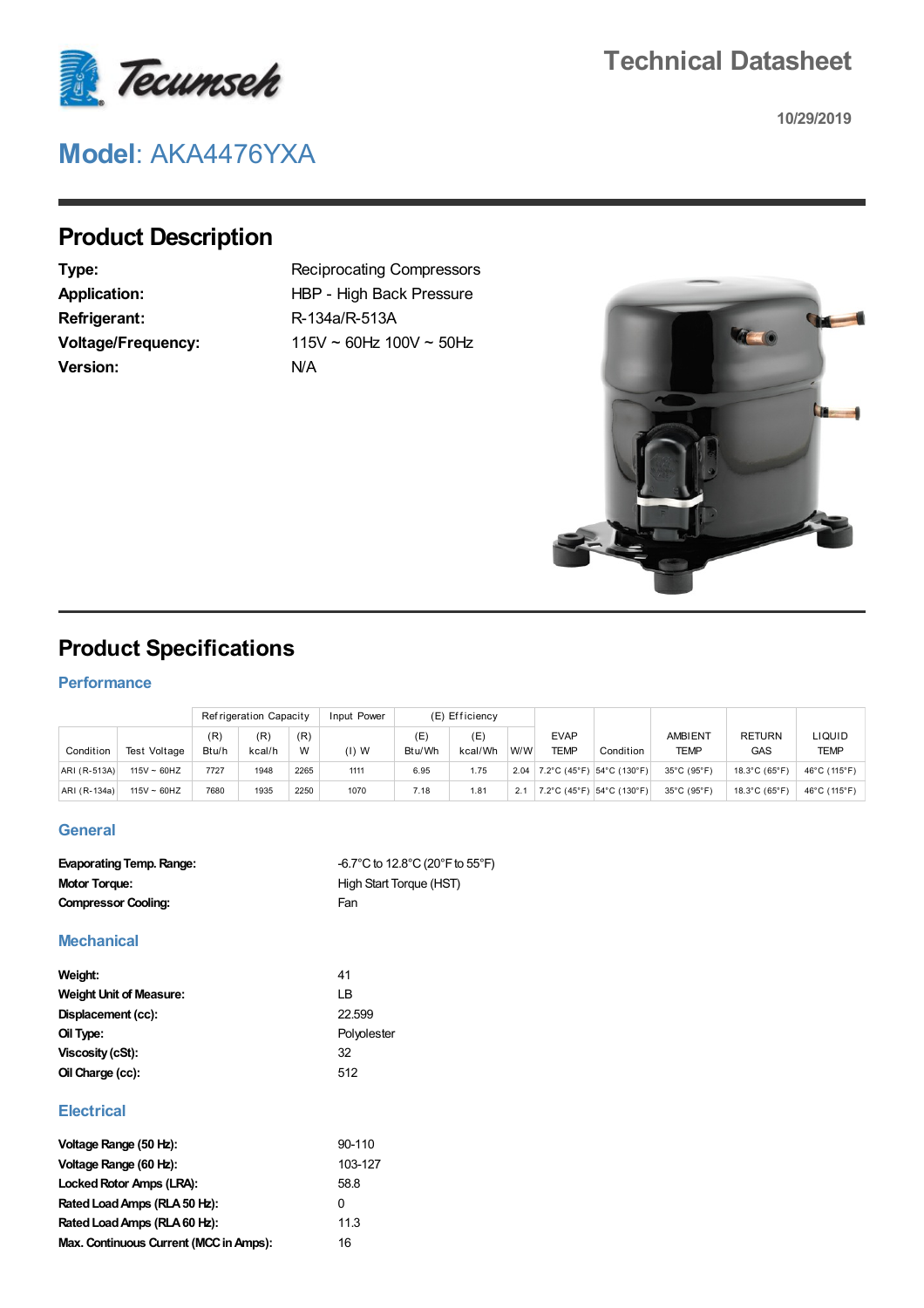# Technical Datasheet

10/29/2019

## Model: AKA4476YXA

## Product Description

**Type:** Reciprocating Compressors
**Application:** HBP - High Back Pressure
**Refrigerant:** R-134a/R-513A
**Voltage/Frequency:** 115V ~ 60Hz 100V ~ 50Hz
**Version:** N/A

## Product Specifications

### Performance

| | | Refrigeration Capacity | | | Input Power | (E) Efficiency | | | | | | | |
|---|---|---|---|---|---|---|---|---|---|---|---|---|---|
| Condition | Test Voltage | (R) Btu/h | (R) kcal/h | (R) W | (I) W | (E) Btu/Wh | (E) kcal/Wh | W/W | EVAP TEMP | Condition | AMBIENT TEMP | RETURN GAS | LIQUID TEMP |
| ARI (R-513A) | 115V ~ 60HZ | 7727 | 1948 | 2265 | 1111 | 6.95 | 1.75 | 2.04 | 7.2°C (45°F) | 54°C (130°F) | 35°C (95°F) | 18.3°C (65°F) | 46°C (115°F) |
| ARI (R-134a) | 115V ~ 60HZ | 7680 | 1935 | 2250 | 1070 | 7.18 | 1.81 | 2.1 | 7.2°C (45°F) | 54°C (130°F) | 35°C (95°F) | 18.3°C (65°F) | 46°C (115°F) |

### General

**Evaporating Temp. Range:** -6.7°C to 12.8°C (20°F to 55°F)
**Motor Torque:** High Start Torque (HST)
**Compressor Cooling:** Fan

### Mechanical

**Weight:** 41
**Weight Unit of Measure:** LB
**Displacement (cc):** 22.599
**Oil Type:** Polyolester
**Viscosity (cSt):** 32
**Oil Charge (cc):** 512

### Electrical

**Voltage Range (50 Hz):** 90-110
**Voltage Range (60 Hz):** 103-127
**Locked Rotor Amps (LRA):** 58.8
**Rated Load Amps (RLA 50 Hz):** 0
**Rated Load Amps (RLA 60 Hz):** 11.3
**Max. Continuous Current (MCC in Amps):** 16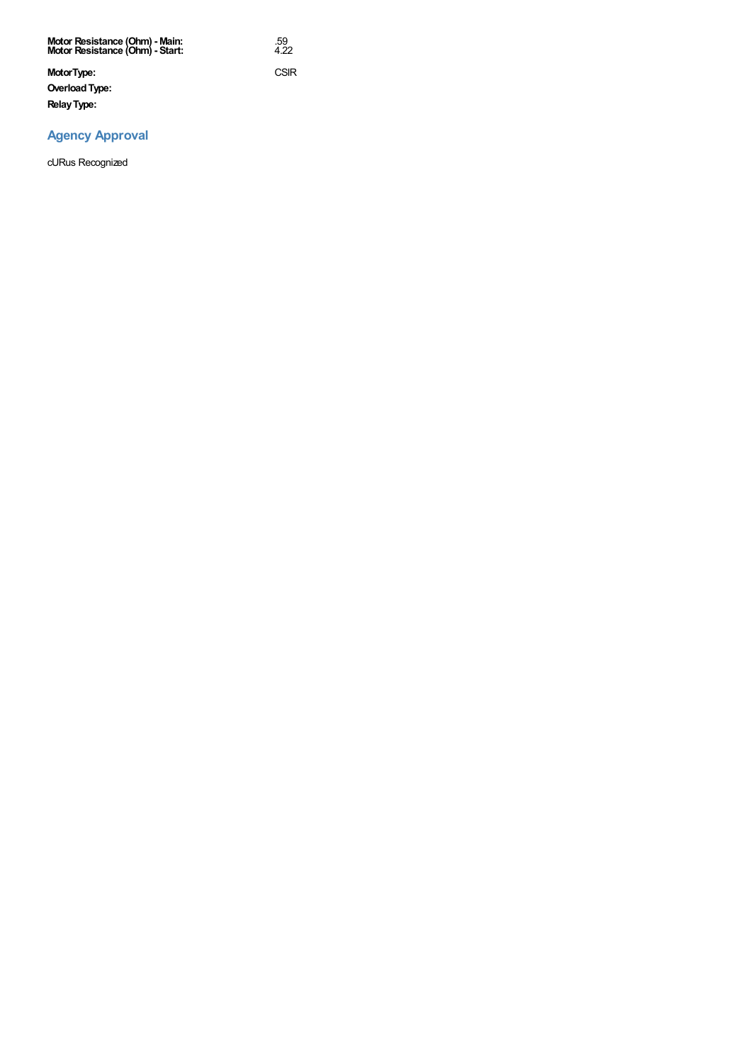| | |
|---|---|
| **Motor Resistance (Ohm) - Main:** | .59 |
| **Motor Resistance (Ohm) - Start:** | 4.22 |
| **Motor Type:** | CSIR |
| **Overload Type:** | |
| **Relay Type:** | |

## Agency Approval

cURus Recognized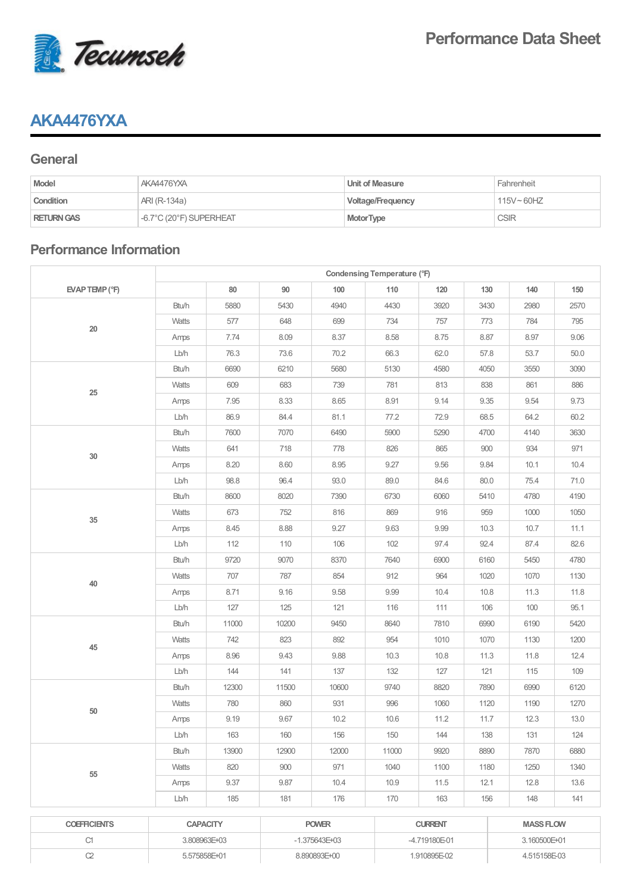Tecumseh

# Performance Data Sheet

## AKA4476YXA

### General

| Model | AKA4476YXA | Unit of Measure | Fahrenheit |
|---|---|---|---|
| Condition | ARI (R-134a) | Voltage/Frequency | 115V~60HZ |
| RETURN GAS | -6.7°C (20°F) SUPERHEAT | MotorType | CSIR |

### Performance Information

| EVAP TEMP (°F) | | Condensing Temperature (°F) | | | | | | | |
|---|---|---|---|---|---|---|---|---|---|
| | | 80 | 90 | 100 | 110 | 120 | 130 | 140 | 150 |
| 20 | Btu/h | 5880 | 5430 | 4940 | 4430 | 3920 | 3430 | 2980 | 2570 |
| | Watts | 577 | 648 | 699 | 734 | 757 | 773 | 784 | 795 |
| | Amps | 7.74 | 8.09 | 8.37 | 8.58 | 8.75 | 8.87 | 8.97 | 9.06 |
| | Lb/h | 76.3 | 73.6 | 70.2 | 66.3 | 62.0 | 57.8 | 53.7 | 50.0 |
| 25 | Btu/h | 6690 | 6210 | 5680 | 5130 | 4580 | 4050 | 3550 | 3090 |
| | Watts | 609 | 683 | 739 | 781 | 813 | 838 | 861 | 886 |
| | Amps | 7.95 | 8.33 | 8.65 | 8.91 | 9.14 | 9.35 | 9.54 | 9.73 |
| | Lb/h | 86.9 | 84.4 | 81.1 | 77.2 | 72.9 | 68.5 | 64.2 | 60.2 |
| 30 | Btu/h | 7600 | 7070 | 6490 | 5900 | 5290 | 4700 | 4140 | 3630 |
| | Watts | 641 | 718 | 778 | 826 | 865 | 900 | 934 | 971 |
| | Amps | 8.20 | 8.60 | 8.95 | 9.27 | 9.56 | 9.84 | 10.1 | 10.4 |
| | Lb/h | 98.8 | 96.4 | 93.0 | 89.0 | 84.6 | 80.0 | 75.4 | 71.0 |
| 35 | Btu/h | 8600 | 8020 | 7390 | 6730 | 6060 | 5410 | 4780 | 4190 |
| | Watts | 673 | 752 | 816 | 869 | 916 | 959 | 1000 | 1050 |
| | Amps | 8.45 | 8.88 | 9.27 | 9.63 | 9.99 | 10.3 | 10.7 | 11.1 |
| | Lb/h | 112 | 110 | 106 | 102 | 97.4 | 92.4 | 87.4 | 82.6 |
| 40 | Btu/h | 9720 | 9070 | 8370 | 7640 | 6900 | 6160 | 5450 | 4780 |
| | Watts | 707 | 787 | 854 | 912 | 964 | 1020 | 1070 | 1130 |
| | Amps | 8.71 | 9.16 | 9.58 | 9.99 | 10.4 | 10.8 | 11.3 | 11.8 |
| | Lb/h | 127 | 125 | 121 | 116 | 111 | 106 | 100 | 95.1 |
| 45 | Btu/h | 11000 | 10200 | 9450 | 8640 | 7810 | 6990 | 6190 | 5420 |
| | Watts | 742 | 823 | 892 | 954 | 1010 | 1070 | 1130 | 1200 |
| | Amps | 8.96 | 9.43 | 9.88 | 10.3 | 10.8 | 11.3 | 11.8 | 12.4 |
| | Lb/h | 144 | 141 | 137 | 132 | 127 | 121 | 115 | 109 |
| 50 | Btu/h | 12300 | 11500 | 10600 | 9740 | 8820 | 7890 | 6990 | 6120 |
| | Watts | 780 | 860 | 931 | 996 | 1060 | 1120 | 1190 | 1270 |
| | Amps | 9.19 | 9.67 | 10.2 | 10.6 | 11.2 | 11.7 | 12.3 | 13.0 |
| | Lb/h | 163 | 160 | 156 | 150 | 144 | 138 | 131 | 124 |
| 55 | Btu/h | 13900 | 12900 | 12000 | 11000 | 9920 | 8890 | 7870 | 6880 |
| | Watts | 820 | 900 | 971 | 1040 | 1100 | 1180 | 1250 | 1340 |
| | Amps | 9.37 | 9.87 | 10.4 | 10.9 | 11.5 | 12.1 | 12.8 | 13.6 |
| | Lb/h | 185 | 181 | 176 | 170 | 163 | 156 | 148 | 141 |

| COEFFICIENTS | CAPACITY | POWER | CURRENT | MASS FLOW |
|---|---|---|---|---|
| C1 | 3.808963E+03 | -1.375643E+03 | -4.719180E-01 | 3.160500E+01 |
| C2 | 5.575858E+01 | 8.890893E+00 | 1.910895E-02 | 4.515158E-03 |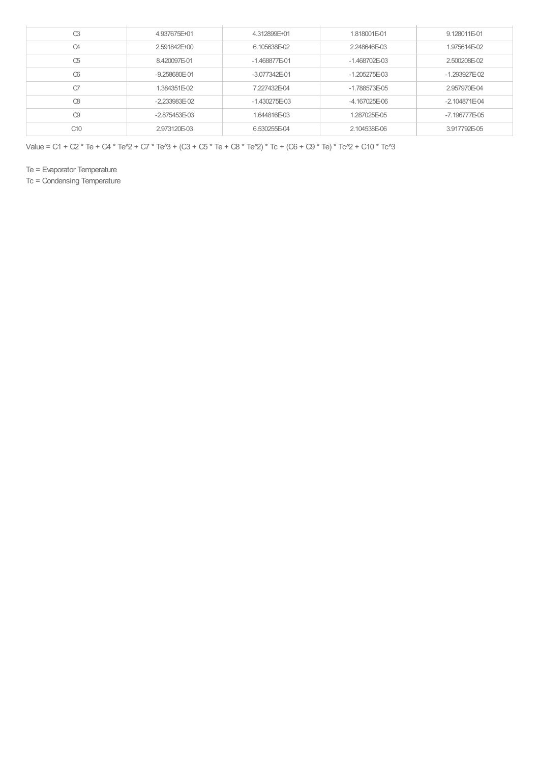| | | | | |
|---|---|---|---|---|
| C3 | 4.937675E+01 | 4.312899E+01 | 1.818001E-01 | 9.128011E-01 |
| C4 | 2.591842E+00 | 6.105638E-02 | 2.248646E-03 | 1.975614E-02 |
| C5 | 8.420097E-01 | -1.468877E-01 | -1.468702E-03 | 2.500208E-02 |
| C6 | -9.258680E-01 | -3.077342E-01 | -1.205275E-03 | -1.293927E-02 |
| C7 | 1.384351E-02 | 7.227432E-04 | -1.788573E-05 | 2.957970E-04 |
| C8 | -2.233983E-02 | -1.430275E-03 | -4.167025E-06 | -2.104871E-04 |
| C9 | -2.875453E-03 | 1.644816E-03 | 1.287025E-05 | -7.196777E-05 |
| C10 | 2.973120E-03 | 6.530255E-04 | 2.104538E-06 | 3.917792E-05 |

Value = C1 + C2 * Te + C4 * Te^2 + C7 * Te^3 + (C3 + C5 * Te + C8 * Te^2) * Tc + (C6 + C9 * Te) * Tc^2 + C10 * Tc^3

Te = Evaporator Temperature

Tc = Condensing Temperature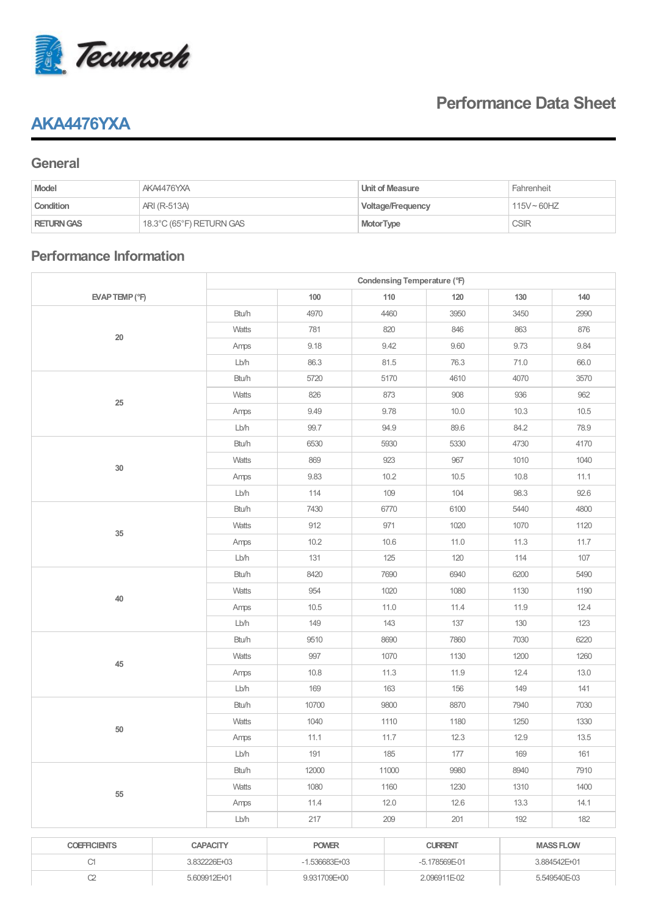Tecumseh

## Performance Data Sheet

# AKA4476YXA

## General

| Model | AKA4476YXA | Unit of Measure | Fahrenheit |
|---|---|---|---|
| Condition | ARI (R-513A) | Voltage/Frequency | 115V~60HZ |
| RETURN GAS | 18.3°C (65°F) RETURN GAS | MotorType | CSIR |

## Performance Information

| EVAP TEMP (°F) | | Condensing Temperature (°F) | | | | |
|---|---|---|---|---|---|---|
| | | 100 | 110 | 120 | 130 | 140 |
| 20 | Btu/h | 4970 | 4460 | 3950 | 3450 | 2990 |
| | Watts | 781 | 820 | 846 | 863 | 876 |
| | Amps | 9.18 | 9.42 | 9.60 | 9.73 | 9.84 |
| | Lb/h | 86.3 | 81.5 | 76.3 | 71.0 | 66.0 |
| 25 | Btu/h | 5720 | 5170 | 4610 | 4070 | 3570 |
| | Watts | 826 | 873 | 908 | 936 | 962 |
| | Amps | 9.49 | 9.78 | 10.0 | 10.3 | 10.5 |
| | Lb/h | 99.7 | 94.9 | 89.6 | 84.2 | 78.9 |
| 30 | Btu/h | 6530 | 5930 | 5330 | 4730 | 4170 |
| | Watts | 869 | 923 | 967 | 1010 | 1040 |
| | Amps | 9.83 | 10.2 | 10.5 | 10.8 | 11.1 |
| | Lb/h | 114 | 109 | 104 | 98.3 | 92.6 |
| 35 | Btu/h | 7430 | 6770 | 6100 | 5440 | 4800 |
| | Watts | 912 | 971 | 1020 | 1070 | 1120 |
| | Amps | 10.2 | 10.6 | 11.0 | 11.3 | 11.7 |
| | Lb/h | 131 | 125 | 120 | 114 | 107 |
| 40 | Btu/h | 8420 | 7690 | 6940 | 6200 | 5490 |
| | Watts | 954 | 1020 | 1080 | 1130 | 1190 |
| | Amps | 10.5 | 11.0 | 11.4 | 11.9 | 12.4 |
| | Lb/h | 149 | 143 | 137 | 130 | 123 |
| 45 | Btu/h | 9510 | 8690 | 7860 | 7030 | 6220 |
| | Watts | 997 | 1070 | 1130 | 1200 | 1260 |
| | Amps | 10.8 | 11.3 | 11.9 | 12.4 | 13.0 |
| | Lb/h | 169 | 163 | 156 | 149 | 141 |
| 50 | Btu/h | 10700 | 9800 | 8870 | 7940 | 7030 |
| | Watts | 1040 | 1110 | 1180 | 1250 | 1330 |
| | Amps | 11.1 | 11.7 | 12.3 | 12.9 | 13.5 |
| | Lb/h | 191 | 185 | 177 | 169 | 161 |
| 55 | Btu/h | 12000 | 11000 | 9980 | 8940 | 7910 |
| | Watts | 1080 | 1160 | 1230 | 1310 | 1400 |
| | Amps | 11.4 | 12.0 | 12.6 | 13.3 | 14.1 |
| | Lb/h | 217 | 209 | 201 | 192 | 182 |

| COEFFICIENTS | CAPACITY | POWER | CURRENT | MASS FLOW |
|---|---|---|---|---|
| C1 | 3.832226E+03 | -1.536683E+03 | -5.178569E-01 | 3.884542E+01 |
| C2 | 5.609912E+01 | 9.931709E+00 | 2.096911E-02 | 5.549540E-03 |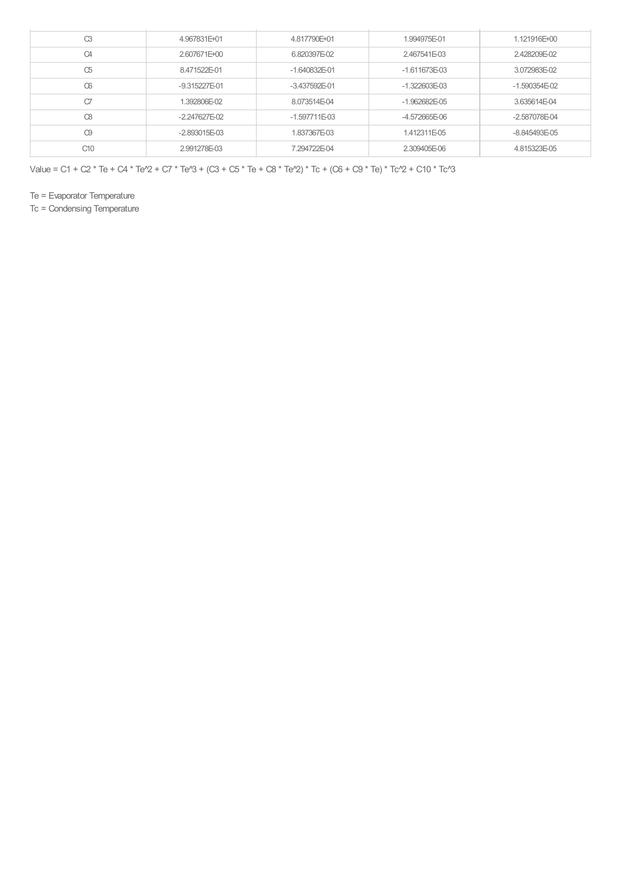| | | | | |
|---|---|---|---|---|
| C3 | 4.967831E+01 | 4.817790E+01 | 1.994975E-01 | 1.121916E+00 |
| C4 | 2.607671E+00 | 6.820397E-02 | 2.467541E-03 | 2.428209E-02 |
| C5 | 8.471522E-01 | -1.640832E-01 | -1.611673E-03 | 3.072983E-02 |
| C6 | -9.315227E-01 | -3.437592E-01 | -1.322603E-03 | -1.590354E-02 |
| C7 | 1.392806E-02 | 8.073514E-04 | -1.962682E-05 | 3.635614E-04 |
| C8 | -2.247627E-02 | -1.597711E-03 | -4.572665E-06 | -2.587078E-04 |
| C9 | -2.893015E-03 | 1.837367E-03 | 1.412311E-05 | -8.845493E-05 |
| C10 | 2.991278E-03 | 7.294722E-04 | 2.309405E-06 | 4.815323E-05 |

Value = C1 + C2 * Te + C4 * Te^2 + C7 * Te^3 + (C3 + C5 * Te + C8 * Te^2) * Tc + (C6 + C9 * Te) * Tc^2 + C10 * Tc^3

Te = Evaporator Temperature

Tc = Condensing Temperature